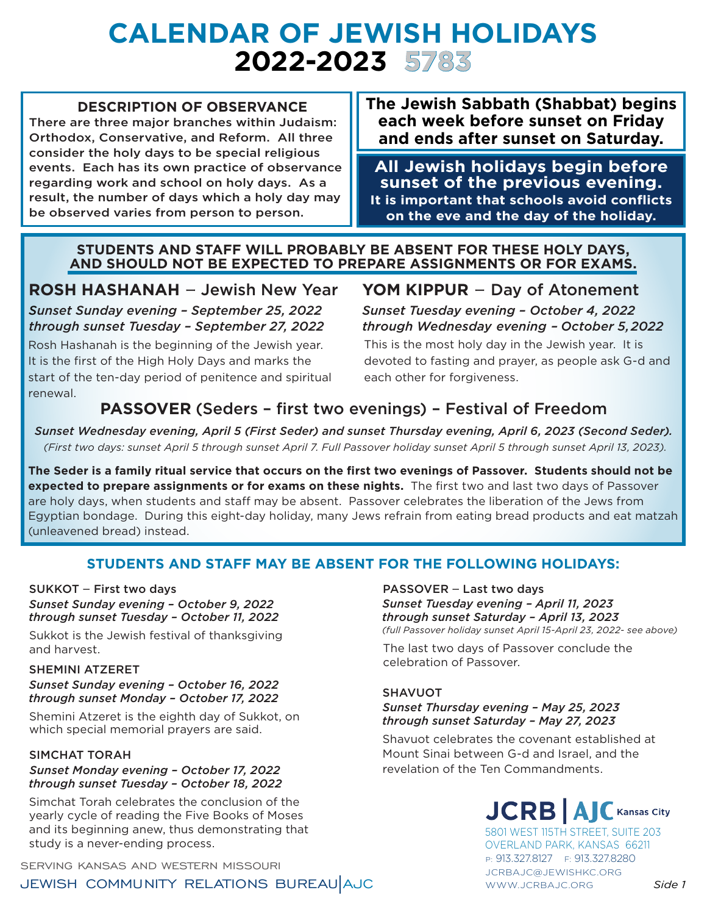# CALENDAR OF JEWISH HOLIDAYS
# 2022-2023 5783

**DESCRIPTION OF OBSERVANCE**

**There are three major branches within Judaism: Orthodox, Conservative, and Reform. All three consider the holy days to be special religious events. Each has its own practice of observance regarding work and school on holy days. As a result, the number of days which a holy day may be observed varies from person to person.**

**The Jewish Sabbath (Shabbat) begins each week before sunset on Friday and ends after sunset on Saturday.**

**All Jewish holidays begin before sunset of the previous evening.**
**It is important that schools avoid conflicts on the eve and the day of the holiday.**

## STUDENTS AND STAFF WILL PROBABLY BE ABSENT FOR THESE HOLY DAYS, AND SHOULD NOT BE EXPECTED TO PREPARE ASSIGNMENTS OR FOR EXAMS.

### ROSH HASHANAH – Jewish New Year

*Sunset Sunday evening – September 25, 2022 through sunset Tuesday – September 27, 2022*

Rosh Hashanah is the beginning of the Jewish year. It is the first of the High Holy Days and marks the start of the ten-day period of penitence and spiritual renewal.

### YOM KIPPUR – Day of Atonement

*Sunset Tuesday evening – October 4, 2022 through Wednesday evening – October 5, 2022*

This is the most holy day in the Jewish year. It is devoted to fasting and prayer, as people ask G-d and each other for forgiveness.

### PASSOVER (Seders – first two evenings) – Festival of Freedom

*Sunset Wednesday evening, April 5 (First Seder) and sunset Thursday evening, April 6, 2023 (Second Seder).*
*(First two days: sunset April 5 through sunset April 7. Full Passover holiday sunset April 5 through sunset April 13, 2023).*

**The Seder is a family ritual service that occurs on the first two evenings of Passover. Students should not be expected to prepare assignments or for exams on these nights.** The first two and last two days of Passover are holy days, when students and staff may be absent. Passover celebrates the liberation of the Jews from Egyptian bondage. During this eight-day holiday, many Jews refrain from eating bread products and eat matzah (unleavened bread) instead.

## STUDENTS AND STAFF MAY BE ABSENT FOR THE FOLLOWING HOLIDAYS:

SUKKOT – First two days
*Sunset Sunday evening – October 9, 2022 through sunset Tuesday – October 11, 2022*

Sukkot is the Jewish festival of thanksgiving and harvest.

SHEMINI ATZERET
*Sunset Sunday evening – October 16, 2022 through sunset Monday – October 17, 2022*

Shemini Atzeret is the eighth day of Sukkot, on which special memorial prayers are said.

SIMCHAT TORAH
*Sunset Monday evening – October 17, 2022 through sunset Tuesday – October 18, 2022*

Simchat Torah celebrates the conclusion of the yearly cycle of reading the Five Books of Moses and its beginning anew, thus demonstrating that study is a never-ending process.

PASSOVER – Last two days
*Sunset Tuesday evening – April 11, 2023 through sunset Saturday – April 13, 2023*
*(full Passover holiday sunset April 15-April 23, 2022- see above)*

The last two days of Passover conclude the celebration of Passover.

SHAVUOT
*Sunset Thursday evening – May 25, 2023 through sunset Saturday – May 27, 2023*

Shavuot celebrates the covenant established at Mount Sinai between G-d and Israel, and the revelation of the Ten Commandments.

SERVING KANSAS AND WESTERN MISSOURI
JEWISH COMMUNITY RELATIONS BUREAU | AJC

**JCRB | AJC Kansas City**
5801 WEST 115TH STREET, SUITE 203
OVERLAND PARK, KANSAS 66211
P: 913.327.8127 F: 913.327.8280
JCRBAJC@JEWISHKC.ORG
WWW.JCRBAJC.ORG

Side 1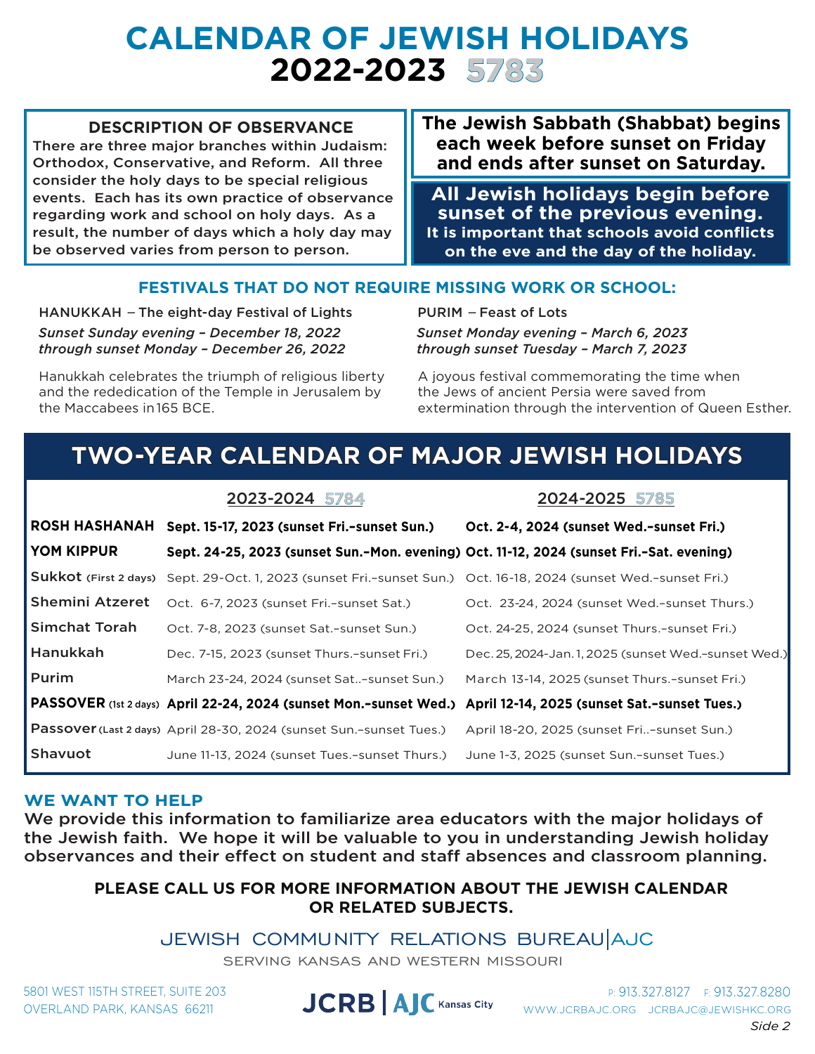# CALENDAR OF JEWISH HOLIDAYS
# 2022-2023 5783

**DESCRIPTION OF OBSERVANCE**

**There are three major branches within Judaism: Orthodox, Conservative, and Reform. All three consider the holy days to be special religious events. Each has its own practice of observance regarding work and school on holy days. As a result, the number of days which a holy day may be observed varies from person to person.**

**The Jewish Sabbath (Shabbat) begins each week before sunset on Friday and ends after sunset on Saturday.**

**All Jewish holidays begin before sunset of the previous evening.**
**It is important that schools avoid conflicts on the eve and the day of the holiday.**

## FESTIVALS THAT DO NOT REQUIRE MISSING WORK OR SCHOOL:

HANUKKAH – The eight-day Festival of Lights

*Sunset Sunday evening – December 18, 2022*
*through sunset Monday – December 26, 2022*

Hanukkah celebrates the triumph of religious liberty and the rededication of the Temple in Jerusalem by the Maccabees in 165 BCE.

PURIM – Feast of Lots

*Sunset Monday evening – March 6, 2023*
*through sunset Tuesday – March 7, 2023*

A joyous festival commemorating the time when the Jews of ancient Persia were saved from extermination through the intervention of Queen Esther.

## TWO-YEAR CALENDAR OF MAJOR JEWISH HOLIDAYS

| | 2023-2024 5784 | 2024-2025 5785 |
|---|---|---|
| **ROSH HASHANAH** | **Sept. 15-17, 2023 (sunset Fri.–sunset Sun.)** | **Oct. 2-4, 2024 (sunset Wed.–sunset Fri.)** |
| **YOM KIPPUR** | **Sept. 24-25, 2023 (sunset Sun.–Mon. evening)** | **Oct. 11-12, 2024 (sunset Fri.–Sat. evening)** |
| Sukkot (First 2 days) | Sept. 29-Oct. 1, 2023 (sunset Fri.–sunset Sun.) | Oct. 16-18, 2024 (sunset Wed.–sunset Fri.) |
| Shemini Atzeret | Oct. 6-7, 2023 (sunset Fri.–sunset Sat.) | Oct. 23-24, 2024 (sunset Wed.–sunset Thurs.) |
| Simchat Torah | Oct. 7-8, 2023 (sunset Sat.–sunset Sun.) | Oct. 24-25, 2024 (sunset Thurs.–sunset Fri.) |
| Hanukkah | Dec. 7-15, 2023 (sunset Thurs.–sunset Fri.) | Dec. 25, 2024-Jan. 1, 2025 (sunset Wed.–sunset Wed.) |
| Purim | March 23-24, 2024 (sunset Sat..–sunset Sun.) | March 13-14, 2025 (sunset Thurs.–sunset Fri.) |
| **PASSOVER (1st 2 days)** | **April 22-24, 2024 (sunset Mon.–sunset Wed.)** | **April 12-14, 2025 (sunset Sat.–sunset Tues.)** |
| Passover (Last 2 days) | April 28-30, 2024 (sunset Sun.–sunset Tues.) | April 18-20, 2025 (sunset Fri..–sunset Sun.) |
| Shavuot | June 11-13, 2024 (sunset Tues.–sunset Thurs.) | June 1-3, 2025 (sunset Sun.–sunset Tues.) |

## WE WANT TO HELP

We provide this information to familiarize area educators with the major holidays of the Jewish faith. We hope it will be valuable to you in understanding Jewish holiday observances and their effect on student and staff absences and classroom planning.

**PLEASE CALL US FOR MORE INFORMATION ABOUT THE JEWISH CALENDAR OR RELATED SUBJECTS.**

JEWISH COMMUNITY RELATIONS BUREAU|AJC

SERVING KANSAS AND WESTERN MISSOURI

5801 WEST 115TH STREET, SUITE 203
OVERLAND PARK, KANSAS 66211

JCRB | AJC Kansas City

P: 913.327.8127 F: 913.327.8280
WWW.JCRBAJC.ORG JCRBAJC@JEWISHKC.ORG

*Side 2*